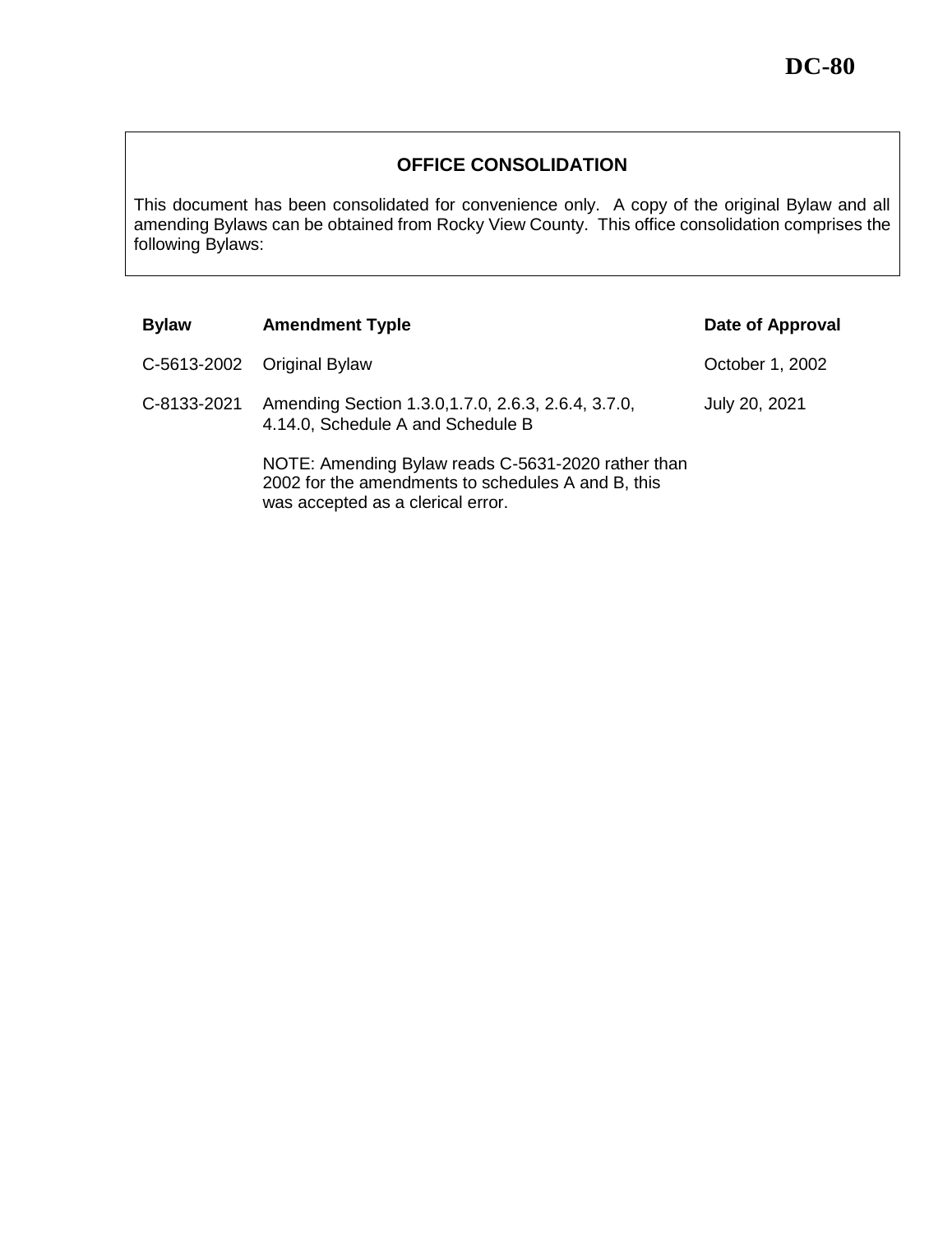# DC-80

## OFFICE CONSOLIDATION

This document has been consolidated for convenience only. A copy of the original Bylaw and all amending Bylaws can be obtained from Rocky View County. This office consolidation comprises the following Bylaws:

| Bylaw | Amendment Typle | Date of Approval |
|---|---|---|
| C-5613-2002 | Original Bylaw | October 1, 2002 |
| C-8133-2021 | Amending Section 1.3.0,1.7.0, 2.6.3, 2.6.4, 3.7.0, 4.14.0, Schedule A and Schedule B<br><br>NOTE: Amending Bylaw reads C-5631-2020 rather than 2002 for the amendments to schedules A and B, this was accepted as a clerical error. | July 20, 2021 |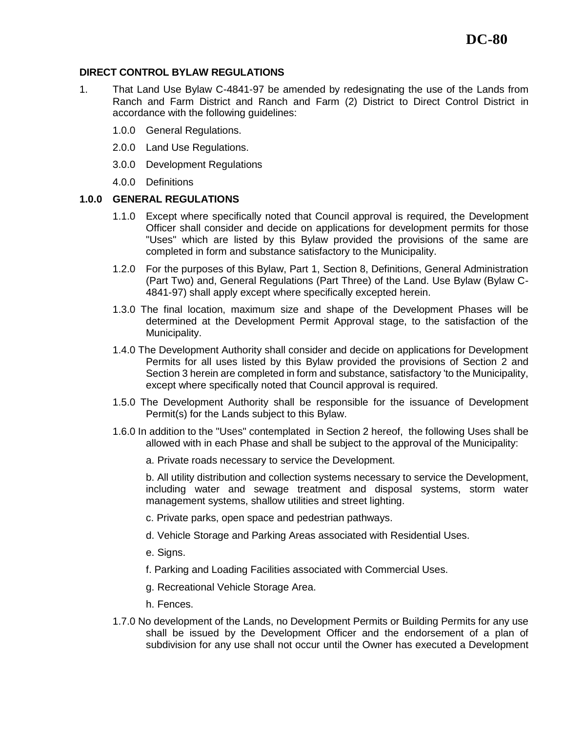# DC-80

**DIRECT CONTROL BYLAW REGULATIONS**

1. That Land Use Bylaw C-4841-97 be amended by redesignating the use of the Lands from Ranch and Farm District and Ranch and Farm (2) District to Direct Control District in accordance with the following guidelines:

   1.0.0 General Regulations.

   2.0.0 Land Use Regulations.

   3.0.0 Development Regulations

   4.0.0 Definitions

**1.0.0 GENERAL REGULATIONS**

1.1.0 Except where specifically noted that Council approval is required, the Development Officer shall consider and decide on applications for development permits for those "Uses" which are listed by this Bylaw provided the provisions of the same are completed in form and substance satisfactory to the Municipality.

1.2.0 For the purposes of this Bylaw, Part 1, Section 8, Definitions, General Administration (Part Two) and, General Regulations (Part Three) of the Land. Use Bylaw (Bylaw C-4841-97) shall apply except where specifically excepted herein.

1.3.0 The final location, maximum size and shape of the Development Phases will be determined at the Development Permit Approval stage, to the satisfaction of the Municipality.

1.4.0 The Development Authority shall consider and decide on applications for Development Permits for all uses listed by this Bylaw provided the provisions of Section 2 and Section 3 herein are completed in form and substance, satisfactory 'to the Municipality, except where specifically noted that Council approval is required.

1.5.0 The Development Authority shall be responsible for the issuance of Development Permit(s) for the Lands subject to this Bylaw.

1.6.0 In addition to the "Uses" contemplated in Section 2 hereof, the following Uses shall be allowed with in each Phase and shall be subject to the approval of the Municipality:

a. Private roads necessary to service the Development.

b. All utility distribution and collection systems necessary to service the Development, including water and sewage treatment and disposal systems, storm water management systems, shallow utilities and street lighting.

c. Private parks, open space and pedestrian pathways.

d. Vehicle Storage and Parking Areas associated with Residential Uses.

e. Signs.

f. Parking and Loading Facilities associated with Commercial Uses.

g. Recreational Vehicle Storage Area.

h. Fences.

1.7.0 No development of the Lands, no Development Permits or Building Permits for any use shall be issued by the Development Officer and the endorsement of a plan of subdivision for any use shall not occur until the Owner has executed a Development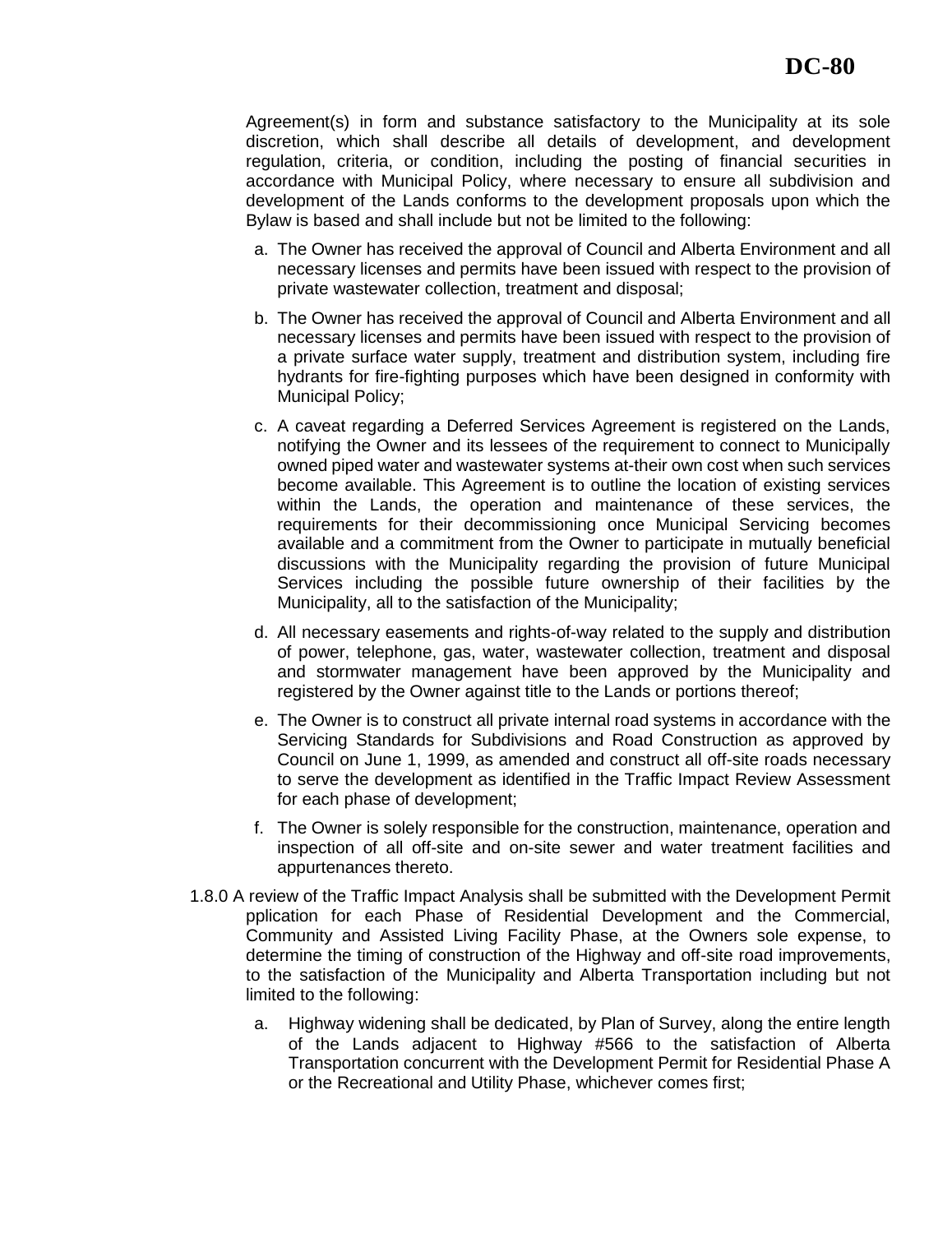Agreement(s) in form and substance satisfactory to the Municipality at its sole discretion, which shall describe all details of development, and development regulation, criteria, or condition, including the posting of financial securities in accordance with Municipal Policy, where necessary to ensure all subdivision and development of the Lands conforms to the development proposals upon which the Bylaw is based and shall include but not be limited to the following:

a. The Owner has received the approval of Council and Alberta Environment and all necessary licenses and permits have been issued with respect to the provision of private wastewater collection, treatment and disposal;

b. The Owner has received the approval of Council and Alberta Environment and all necessary licenses and permits have been issued with respect to the provision of a private surface water supply, treatment and distribution system, including fire hydrants for fire-fighting purposes which have been designed in conformity with Municipal Policy;

c. A caveat regarding a Deferred Services Agreement is registered on the Lands, notifying the Owner and its lessees of the requirement to connect to Municipally owned piped water and wastewater systems at-their own cost when such services become available. This Agreement is to outline the location of existing services within the Lands, the operation and maintenance of these services, the requirements for their decommissioning once Municipal Servicing becomes available and a commitment from the Owner to participate in mutually beneficial discussions with the Municipality regarding the provision of future Municipal Services including the possible future ownership of their facilities by the Municipality, all to the satisfaction of the Municipality;

d. All necessary easements and rights-of-way related to the supply and distribution of power, telephone, gas, water, wastewater collection, treatment and disposal and stormwater management have been approved by the Municipality and registered by the Owner against title to the Lands or portions thereof;

e. The Owner is to construct all private internal road systems in accordance with the Servicing Standards for Subdivisions and Road Construction as approved by Council on June 1, 1999, as amended and construct all off-site roads necessary to serve the development as identified in the Traffic Impact Review Assessment for each phase of development;

f. The Owner is solely responsible for the construction, maintenance, operation and inspection of all off-site and on-site sewer and water treatment facilities and appurtenances thereto.

1.8.0 A review of the Traffic Impact Analysis shall be submitted with the Development Permit pplication for each Phase of Residential Development and the Commercial, Community and Assisted Living Facility Phase, at the Owners sole expense, to determine the timing of construction of the Highway and off-site road improvements, to the satisfaction of the Municipality and Alberta Transportation including but not limited to the following:

a. Highway widening shall be dedicated, by Plan of Survey, along the entire length of the Lands adjacent to Highway #566 to the satisfaction of Alberta Transportation concurrent with the Development Permit for Residential Phase A or the Recreational and Utility Phase, whichever comes first;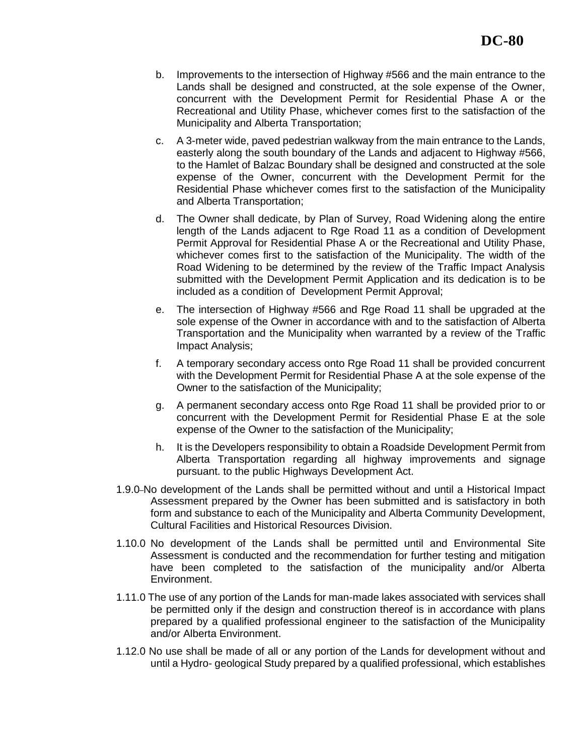b. Improvements to the intersection of Highway #566 and the main entrance to the Lands shall be designed and constructed, at the sole expense of the Owner, concurrent with the Development Permit for Residential Phase A or the Recreational and Utility Phase, whichever comes first to the satisfaction of the Municipality and Alberta Transportation;

c. A 3-meter wide, paved pedestrian walkway from the main entrance to the Lands, easterly along the south boundary of the Lands and adjacent to Highway #566, to the Hamlet of Balzac Boundary shall be designed and constructed at the sole expense of the Owner, concurrent with the Development Permit for the Residential Phase whichever comes first to the satisfaction of the Municipality and Alberta Transportation;

d. The Owner shall dedicate, by Plan of Survey, Road Widening along the entire length of the Lands adjacent to Rge Road 11 as a condition of Development Permit Approval for Residential Phase A or the Recreational and Utility Phase, whichever comes first to the satisfaction of the Municipality. The width of the Road Widening to be determined by the review of the Traffic Impact Analysis submitted with the Development Permit Application and its dedication is to be included as a condition of Development Permit Approval;

e. The intersection of Highway #566 and Rge Road 11 shall be upgraded at the sole expense of the Owner in accordance with and to the satisfaction of Alberta Transportation and the Municipality when warranted by a review of the Traffic Impact Analysis;

f. A temporary secondary access onto Rge Road 11 shall be provided concurrent with the Development Permit for Residential Phase A at the sole expense of the Owner to the satisfaction of the Municipality;

g. A permanent secondary access onto Rge Road 11 shall be provided prior to or concurrent with the Development Permit for Residential Phase E at the sole expense of the Owner to the satisfaction of the Municipality;

h. It is the Developers responsibility to obtain a Roadside Development Permit from Alberta Transportation regarding all highway improvements and signage pursuant. to the public Highways Development Act.

1.9.0 No development of the Lands shall be permitted without and until a Historical Impact Assessment prepared by the Owner has been submitted and is satisfactory in both form and substance to each of the Municipality and Alberta Community Development, Cultural Facilities and Historical Resources Division.

1.10.0 No development of the Lands shall be permitted until and Environmental Site Assessment is conducted and the recommendation for further testing and mitigation have been completed to the satisfaction of the municipality and/or Alberta Environment.

1.11.0 The use of any portion of the Lands for man-made lakes associated with services shall be permitted only if the design and construction thereof is in accordance with plans prepared by a qualified professional engineer to the satisfaction of the Municipality and/or Alberta Environment.

1.12.0 No use shall be made of all or any portion of the Lands for development without and until a Hydro- geological Study prepared by a qualified professional, which establishes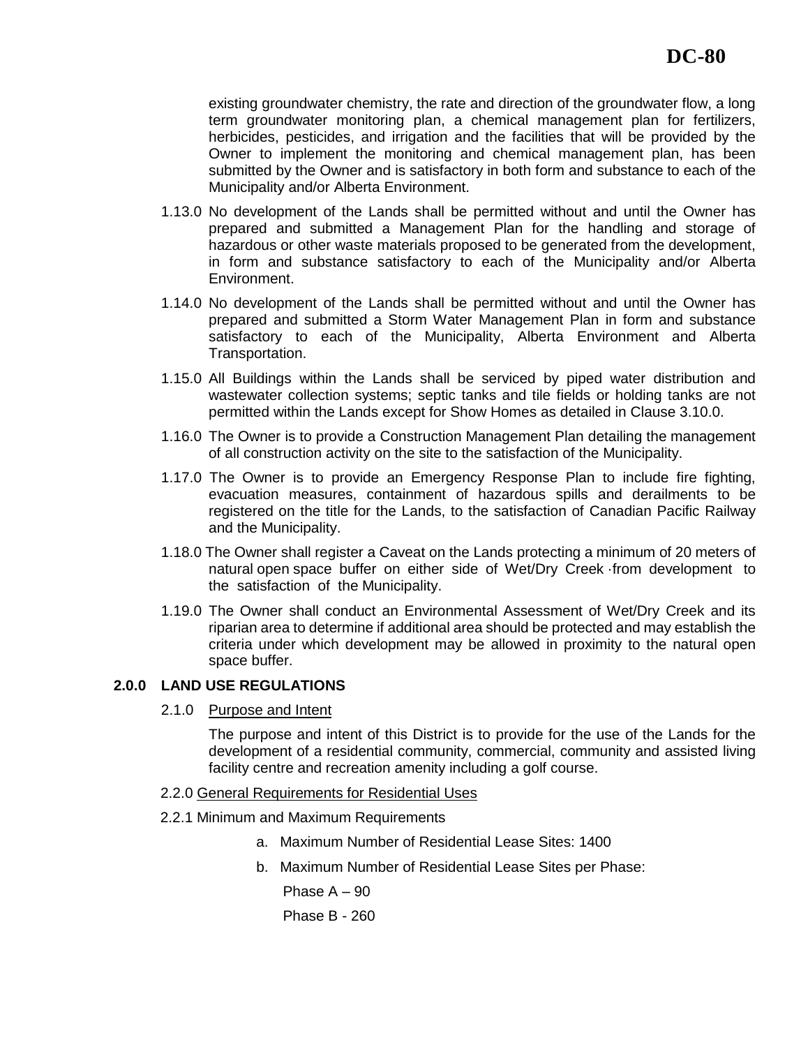existing groundwater chemistry, the rate and direction of the groundwater flow, a long term groundwater monitoring plan, a chemical management plan for fertilizers, herbicides, pesticides, and irrigation and the facilities that will be provided by the Owner to implement the monitoring and chemical management plan, has been submitted by the Owner and is satisfactory in both form and substance to each of the Municipality and/or Alberta Environment.

1.13.0 No development of the Lands shall be permitted without and until the Owner has prepared and submitted a Management Plan for the handling and storage of hazardous or other waste materials proposed to be generated from the development, in form and substance satisfactory to each of the Municipality and/or Alberta Environment.

1.14.0 No development of the Lands shall be permitted without and until the Owner has prepared and submitted a Storm Water Management Plan in form and substance satisfactory to each of the Municipality, Alberta Environment and Alberta Transportation.

1.15.0 All Buildings within the Lands shall be serviced by piped water distribution and wastewater collection systems; septic tanks and tile fields or holding tanks are not permitted within the Lands except for Show Homes as detailed in Clause 3.10.0.

1.16.0 The Owner is to provide a Construction Management Plan detailing the management of all construction activity on the site to the satisfaction of the Municipality.

1.17.0 The Owner is to provide an Emergency Response Plan to include fire fighting, evacuation measures, containment of hazardous spills and derailments to be registered on the title for the Lands, to the satisfaction of Canadian Pacific Railway and the Municipality.

1.18.0 The Owner shall register a Caveat on the Lands protecting a minimum of 20 meters of natural open space buffer on either side of Wet/Dry Creek ·from development to the satisfaction of the Municipality.

1.19.0 The Owner shall conduct an Environmental Assessment of Wet/Dry Creek and its riparian area to determine if additional area should be protected and may establish the criteria under which development may be allowed in proximity to the natural open space buffer.

## 2.0.0 LAND USE REGULATIONS

2.1.0 Purpose and Intent

The purpose and intent of this District is to provide for the use of the Lands for the development of a residential community, commercial, community and assisted living facility centre and recreation amenity including a golf course.

2.2.0 General Requirements for Residential Uses

2.2.1 Minimum and Maximum Requirements

a. Maximum Number of Residential Lease Sites: 1400

b. Maximum Number of Residential Lease Sites per Phase:

Phase A – 90

Phase B - 260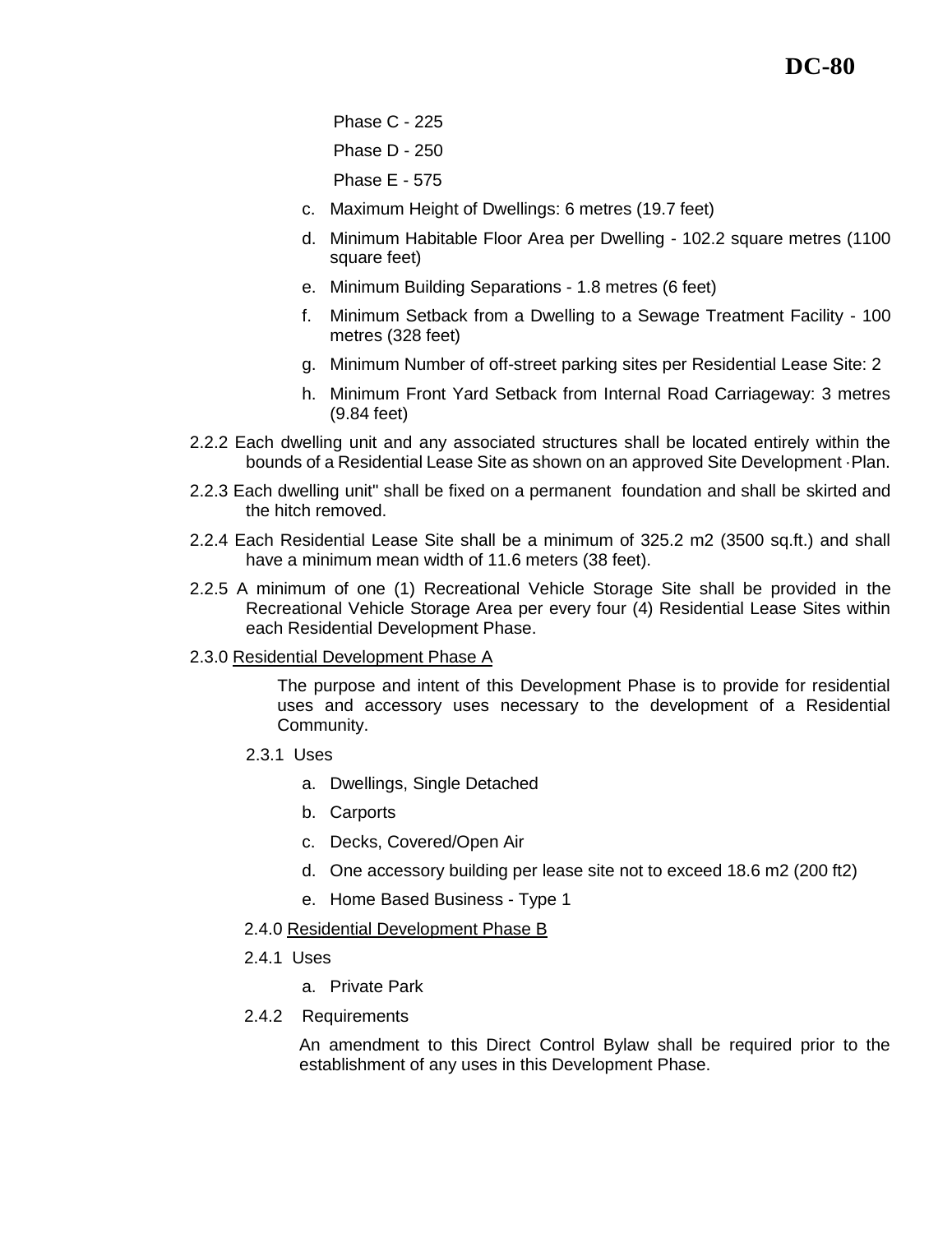Phase C - 225

Phase D - 250

Phase E - 575

c. Maximum Height of Dwellings: 6 metres (19.7 feet)

d. Minimum Habitable Floor Area per Dwelling - 102.2 square metres (1100 square feet)

e. Minimum Building Separations - 1.8 metres (6 feet)

f. Minimum Setback from a Dwelling to a Sewage Treatment Facility - 100 metres (328 feet)

g. Minimum Number of off-street parking sites per Residential Lease Site: 2

h. Minimum Front Yard Setback from Internal Road Carriageway: 3 metres (9.84 feet)

2.2.2 Each dwelling unit and any associated structures shall be located entirely within the bounds of a Residential Lease Site as shown on an approved Site Development ·Plan.

2.2.3 Each dwelling unit" shall be fixed on a permanent foundation and shall be skirted and the hitch removed.

2.2.4 Each Residential Lease Site shall be a minimum of 325.2 m2 (3500 sq.ft.) and shall have a minimum mean width of 11.6 meters (38 feet).

2.2.5 A minimum of one (1) Recreational Vehicle Storage Site shall be provided in the Recreational Vehicle Storage Area per every four (4) Residential Lease Sites within each Residential Development Phase.

2.3.0 Residential Development Phase A

The purpose and intent of this Development Phase is to provide for residential uses and accessory uses necessary to the development of a Residential Community.

2.3.1 Uses

a. Dwellings, Single Detached

b. Carports

c. Decks, Covered/Open Air

d. One accessory building per lease site not to exceed 18.6 m2 (200 ft2)

e. Home Based Business - Type 1

2.4.0 Residential Development Phase B

2.4.1 Uses

a. Private Park

2.4.2 Requirements

An amendment to this Direct Control Bylaw shall be required prior to the establishment of any uses in this Development Phase.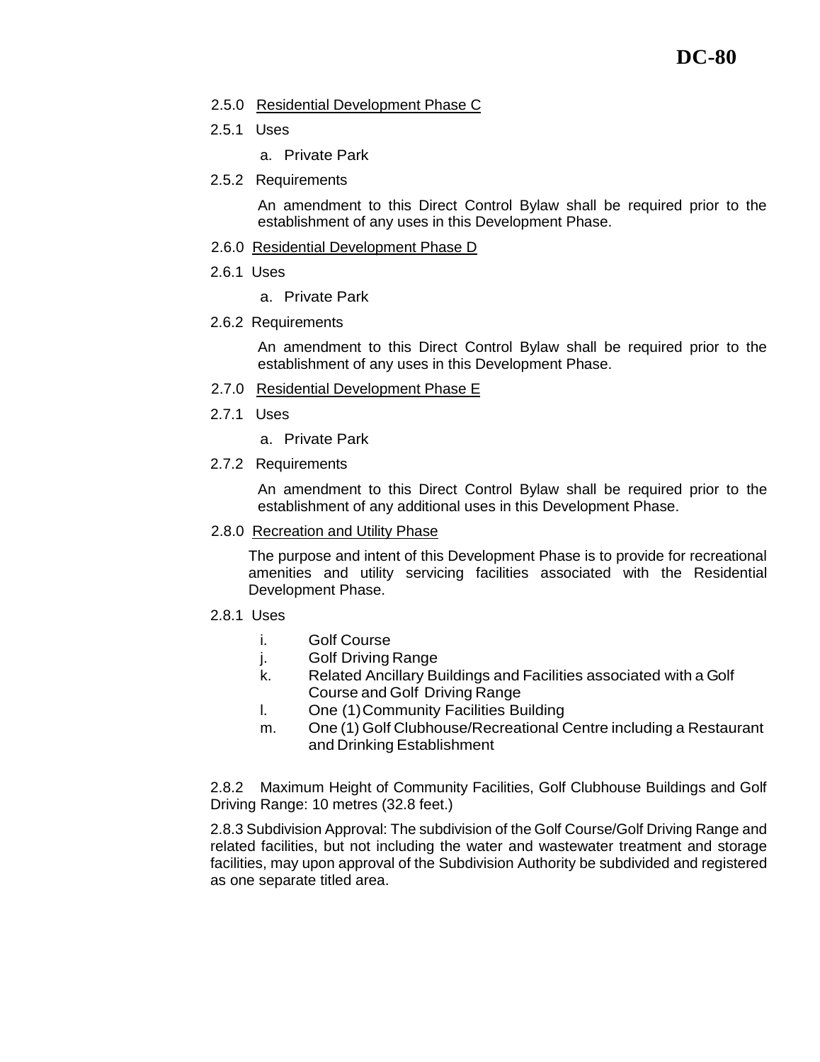2.5.0 <u>Residential Development Phase C</u>

2.5.1 Uses

a. Private Park

2.5.2 Requirements

An amendment to this Direct Control Bylaw shall be required prior to the establishment of any uses in this Development Phase.

2.6.0 <u>Residential Development Phase D</u>

2.6.1 Uses

a. Private Park

2.6.2 Requirements

An amendment to this Direct Control Bylaw shall be required prior to the establishment of any uses in this Development Phase.

2.7.0 <u>Residential Development Phase E</u>

2.7.1 Uses

a. Private Park

2.7.2 Requirements

An amendment to this Direct Control Bylaw shall be required prior to the establishment of any additional uses in this Development Phase.

2.8.0 <u>Recreation and Utility Phase</u>

The purpose and intent of this Development Phase is to provide for recreational amenities and utility servicing facilities associated with the Residential Development Phase.

2.8.1 Uses

i. Golf Course
j. Golf Driving Range
k. Related Ancillary Buildings and Facilities associated with a Golf Course and Golf Driving Range
l. One (1) Community Facilities Building
m. One (1) Golf Clubhouse/Recreational Centre including a Restaurant and Drinking Establishment

2.8.2 Maximum Height of Community Facilities, Golf Clubhouse Buildings and Golf Driving Range: 10 metres (32.8 feet.)

2.8.3 Subdivision Approval: The subdivision of the Golf Course/Golf Driving Range and related facilities, but not including the water and wastewater treatment and storage facilities, may upon approval of the Subdivision Authority be subdivided and registered as one separate titled area.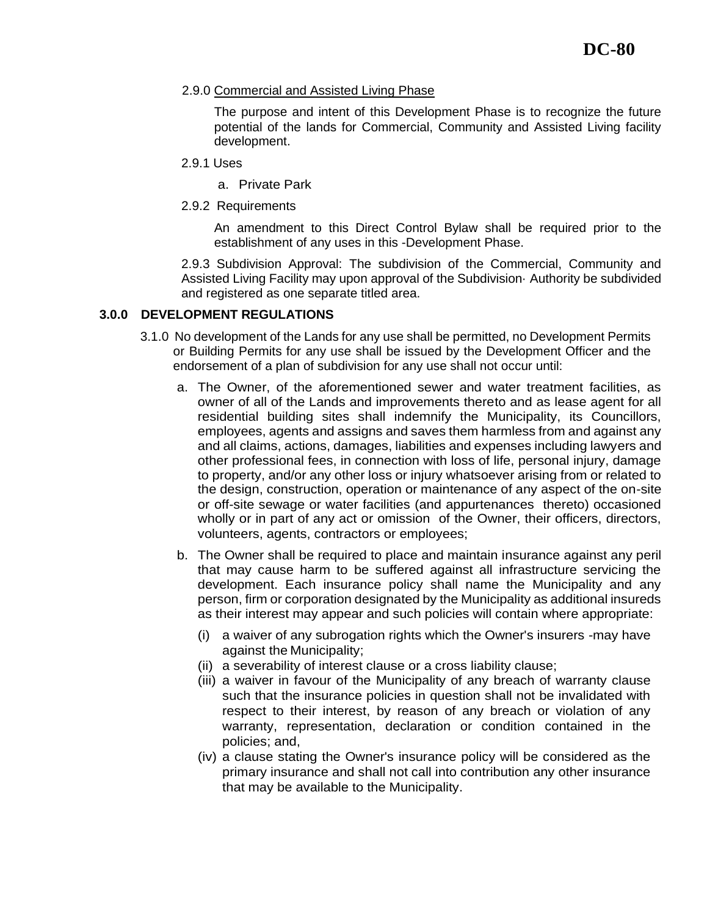2.9.0 Commercial and Assisted Living Phase

The purpose and intent of this Development Phase is to recognize the future potential of the lands for Commercial, Community and Assisted Living facility development.

2.9.1 Uses

a. Private Park

2.9.2 Requirements

An amendment to this Direct Control Bylaw shall be required prior to the establishment of any uses in this -Development Phase.

2.9.3 Subdivision Approval: The subdivision of the Commercial, Community and Assisted Living Facility may upon approval of the Subdivision· Authority be subdivided and registered as one separate titled area.

## 3.0.0 DEVELOPMENT REGULATIONS

3.1.0 No development of the Lands for any use shall be permitted, no Development Permits or Building Permits for any use shall be issued by the Development Officer and the endorsement of a plan of subdivision for any use shall not occur until:

a. The Owner, of the aforementioned sewer and water treatment facilities, as owner of all of the Lands and improvements thereto and as lease agent for all residential building sites shall indemnify the Municipality, its Councillors, employees, agents and assigns and saves them harmless from and against any and all claims, actions, damages, liabilities and expenses including lawyers and other professional fees, in connection with loss of life, personal injury, damage to property, and/or any other loss or injury whatsoever arising from or related to the design, construction, operation or maintenance of any aspect of the on-site or off-site sewage or water facilities (and appurtenances thereto) occasioned wholly or in part of any act or omission of the Owner, their officers, directors, volunteers, agents, contractors or employees;

b. The Owner shall be required to place and maintain insurance against any peril that may cause harm to be suffered against all infrastructure servicing the development. Each insurance policy shall name the Municipality and any person, firm or corporation designated by the Municipality as additional insureds as their interest may appear and such policies will contain where appropriate:

   (i) a waiver of any subrogation rights which the Owner's insurers -may have against the Municipality;
   (ii) a severability of interest clause or a cross liability clause;
   (iii) a waiver in favour of the Municipality of any breach of warranty clause such that the insurance policies in question shall not be invalidated with respect to their interest, by reason of any breach or violation of any warranty, representation, declaration or condition contained in the policies; and,
   (iv) a clause stating the Owner's insurance policy will be considered as the primary insurance and shall not call into contribution any other insurance that may be available to the Municipality.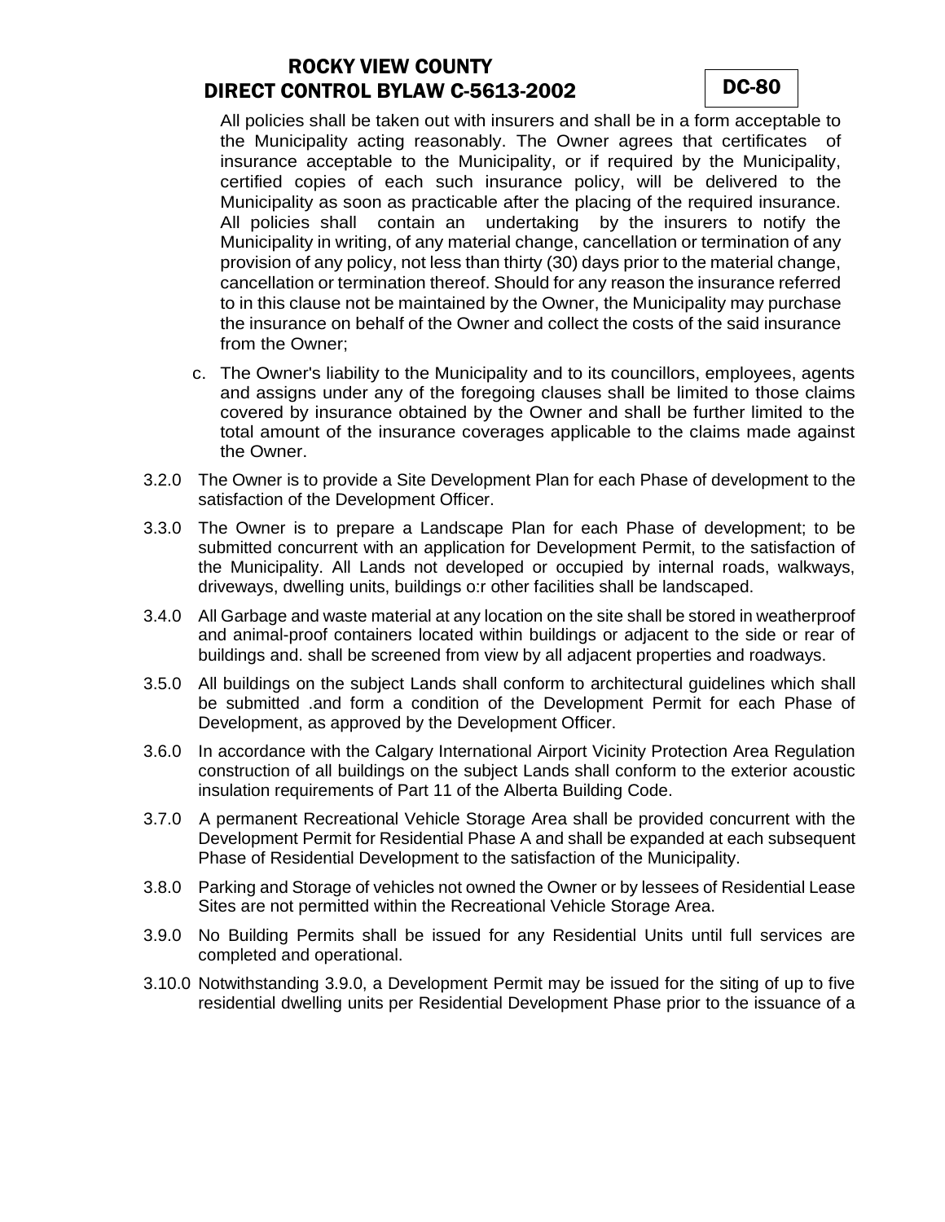All policies shall be taken out with insurers and shall be in a form acceptable to the Municipality acting reasonably. The Owner agrees that certificates of insurance acceptable to the Municipality, or if required by the Municipality, certified copies of each such insurance policy, will be delivered to the Municipality as soon as practicable after the placing of the required insurance. All policies shall contain an undertaking by the insurers to notify the Municipality in writing, of any material change, cancellation or termination of any provision of any policy, not less than thirty (30) days prior to the material change, cancellation or termination thereof. Should for any reason the insurance referred to in this clause not be maintained by the Owner, the Municipality may purchase the insurance on behalf of the Owner and collect the costs of the said insurance from the Owner;

c. The Owner's liability to the Municipality and to its councillors, employees, agents and assigns under any of the foregoing clauses shall be limited to those claims covered by insurance obtained by the Owner and shall be further limited to the total amount of the insurance coverages applicable to the claims made against the Owner.

3.2.0 The Owner is to provide a Site Development Plan for each Phase of development to the satisfaction of the Development Officer.

3.3.0 The Owner is to prepare a Landscape Plan for each Phase of development; to be submitted concurrent with an application for Development Permit, to the satisfaction of the Municipality. All Lands not developed or occupied by internal roads, walkways, driveways, dwelling units, buildings o:r other facilities shall be landscaped.

3.4.0 All Garbage and waste material at any location on the site shall be stored in weatherproof and animal-proof containers located within buildings or adjacent to the side or rear of buildings and. shall be screened from view by all adjacent properties and roadways.

3.5.0 All buildings on the subject Lands shall conform to architectural guidelines which shall be submitted .and form a condition of the Development Permit for each Phase of Development, as approved by the Development Officer.

3.6.0 In accordance with the Calgary International Airport Vicinity Protection Area Regulation construction of all buildings on the subject Lands shall conform to the exterior acoustic insulation requirements of Part 11 of the Alberta Building Code.

3.7.0 A permanent Recreational Vehicle Storage Area shall be provided concurrent with the Development Permit for Residential Phase A and shall be expanded at each subsequent Phase of Residential Development to the satisfaction of the Municipality.

3.8.0 Parking and Storage of vehicles not owned the Owner or by lessees of Residential Lease Sites are not permitted within the Recreational Vehicle Storage Area.

3.9.0 No Building Permits shall be issued for any Residential Units until full services are completed and operational.

3.10.0 Notwithstanding 3.9.0, a Development Permit may be issued for the siting of up to five residential dwelling units per Residential Development Phase prior to the issuance of a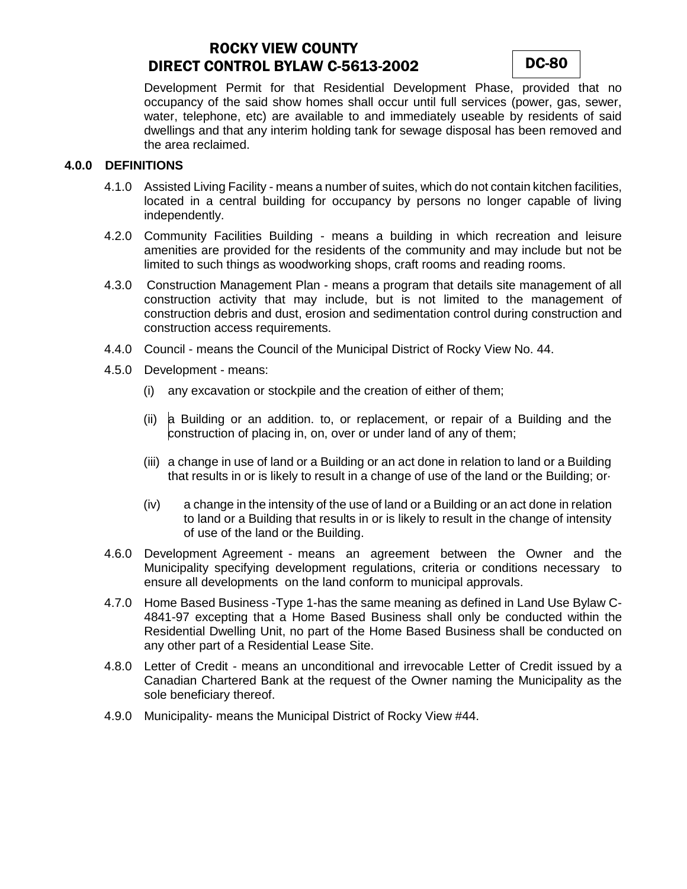Development Permit for that Residential Development Phase, provided that no occupancy of the said show homes shall occur until full services (power, gas, sewer, water, telephone, etc) are available to and immediately useable by residents of said dwellings and that any interim holding tank for sewage disposal has been removed and the area reclaimed.

**4.0.0 DEFINITIONS**

4.1.0 Assisted Living Facility - means a number of suites, which do not contain kitchen facilities, located in a central building for occupancy by persons no longer capable of living independently.

4.2.0 Community Facilities Building - means a building in which recreation and leisure amenities are provided for the residents of the community and may include but not be limited to such things as woodworking shops, craft rooms and reading rooms.

4.3.0 Construction Management Plan - means a program that details site management of all construction activity that may include, but is not limited to the management of construction debris and dust, erosion and sedimentation control during construction and construction access requirements.

4.4.0 Council - means the Council of the Municipal District of Rocky View No. 44.

4.5.0 Development - means:

(i) any excavation or stockpile and the creation of either of them;

(ii) a Building or an addition. to, or replacement, or repair of a Building and the construction of placing in, on, over or under land of any of them;

(iii) a change in use of land or a Building or an act done in relation to land or a Building that results in or is likely to result in a change of use of the land or the Building; or·

(iv) a change in the intensity of the use of land or a Building or an act done in relation to land or a Building that results in or is likely to result in the change of intensity of use of the land or the Building.

4.6.0 Development Agreement - means an agreement between the Owner and the Municipality specifying development regulations, criteria or conditions necessary to ensure all developments on the land conform to municipal approvals.

4.7.0 Home Based Business -Type 1-has the same meaning as defined in Land Use Bylaw C-4841-97 excepting that a Home Based Business shall only be conducted within the Residential Dwelling Unit, no part of the Home Based Business shall be conducted on any other part of a Residential Lease Site.

4.8.0 Letter of Credit - means an unconditional and irrevocable Letter of Credit issued by a Canadian Chartered Bank at the request of the Owner naming the Municipality as the sole beneficiary thereof.

4.9.0 Municipality- means the Municipal District of Rocky View #44.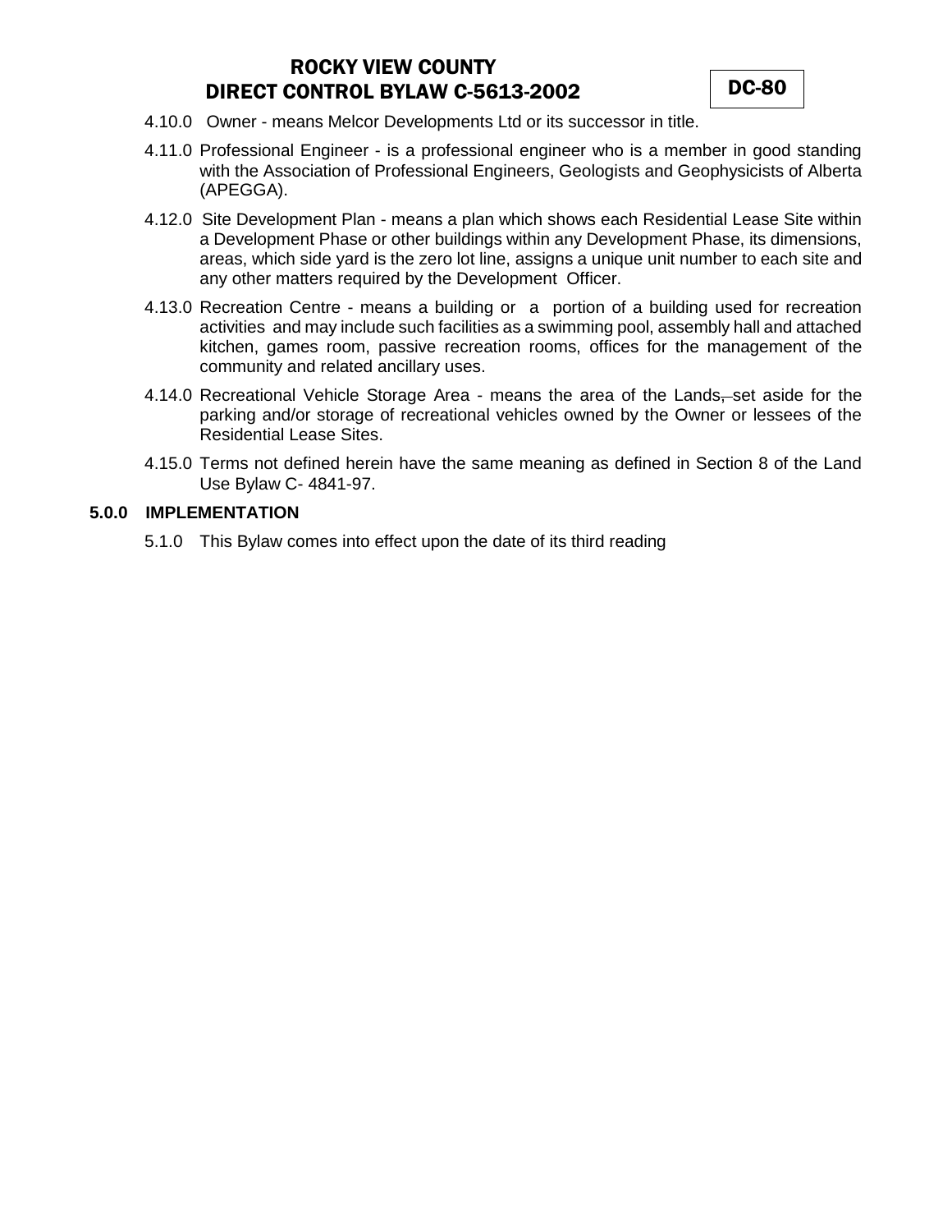4.10.0 Owner - means Melcor Developments Ltd or its successor in title.

4.11.0 Professional Engineer - is a professional engineer who is a member in good standing with the Association of Professional Engineers, Geologists and Geophysicists of Alberta (APEGGA).

4.12.0 Site Development Plan - means a plan which shows each Residential Lease Site within a Development Phase or other buildings within any Development Phase, its dimensions, areas, which side yard is the zero lot line, assigns a unique unit number to each site and any other matters required by the Development Officer.

4.13.0 Recreation Centre - means a building or a portion of a building used for recreation activities and may include such facilities as a swimming pool, assembly hall and attached kitchen, games room, passive recreation rooms, offices for the management of the community and related ancillary uses.

4.14.0 Recreational Vehicle Storage Area - means the area of the Lands, set aside for the parking and/or storage of recreational vehicles owned by the Owner or lessees of the Residential Lease Sites.

4.15.0 Terms not defined herein have the same meaning as defined in Section 8 of the Land Use Bylaw C- 4841-97.

## 5.0.0 IMPLEMENTATION

5.1.0 This Bylaw comes into effect upon the date of its third reading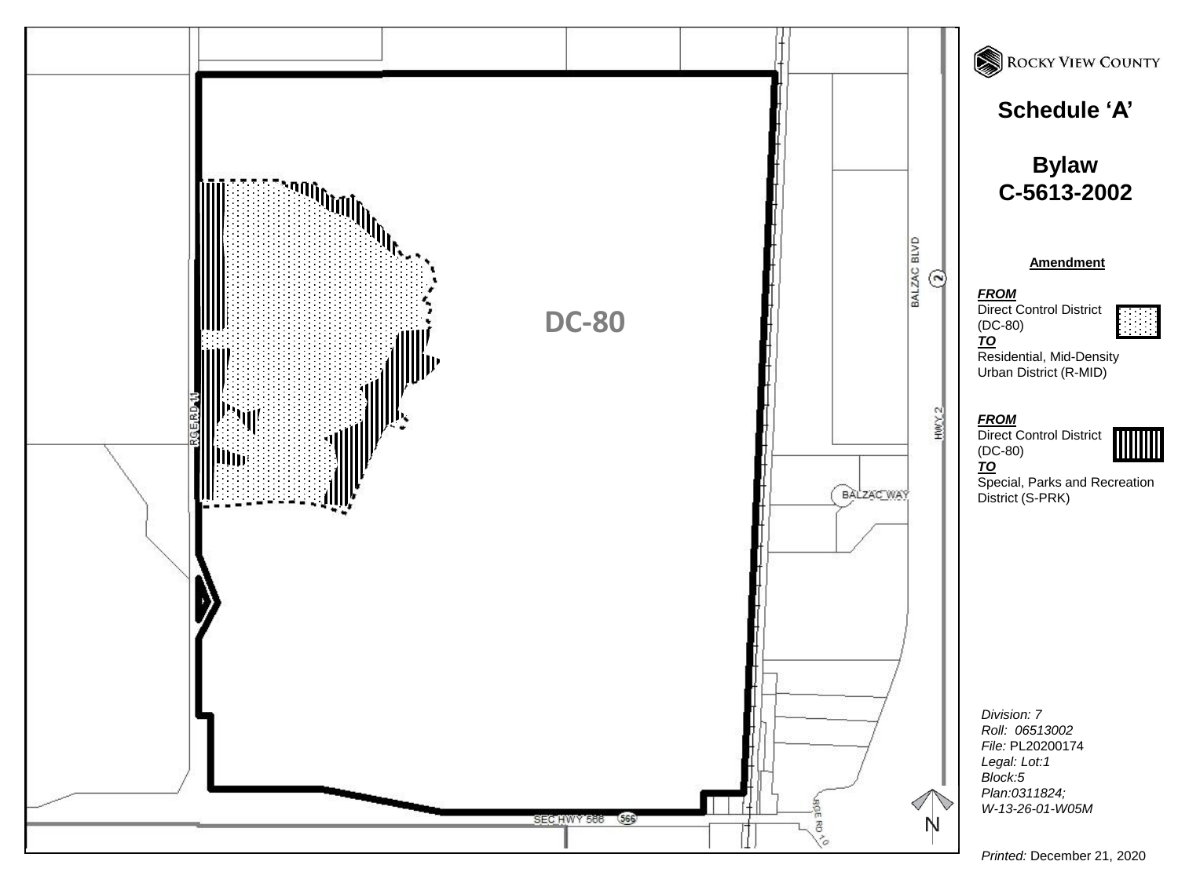ROCKY VIEW COUNTY

# Schedule 'A'

# Bylaw C-5613-2002

**Amendment**

***FROM***
Direct Control District (DC-80)
***TO***
Residential, Mid-Density Urban District (R-MID)

***FROM***
Direct Control District (DC-80)
***TO***
Special, Parks and Recreation District (S-PRK)

DC-80

BALZAC BLVD

HWY 2

BALZAC WAY

RGE RD 10

SEC HWY 566

RGE RD 1.0

N

*Division:* 7
*Roll:* 06513002
*File:* PL20200174
*Legal: Lot:1*
*Block:5*
*Plan:0311824;*
*W-13-26-01-W05M*

*Printed:* December 21, 2020